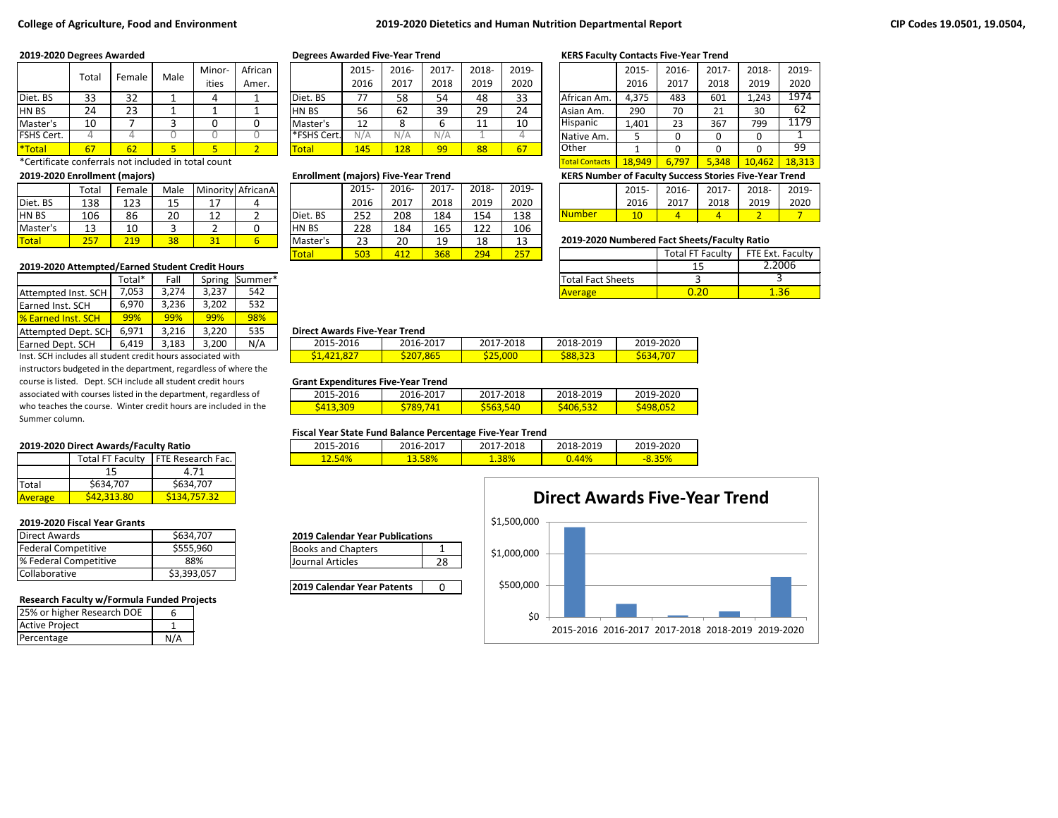College of Agriculture, Food and Environment — 2019-2020 Dietetics and Human Nutrition Departmental Report — CIP Codes 19.0501, 19.0504,

### 2019-2020 Degrees Awarded

| | Total | Female | Male | Minorities | African Amer. |
|---|---|---|---|---|---|
| Diet. BS | 33 | 32 | 1 | 4 | 1 |
| HN BS | 24 | 23 | 1 | 1 | 1 |
| Master's | 10 | 7 | 3 | 0 | 0 |
| FSHS Cert. | 4 | 4 | 0 | 0 | 0 |
| *Total | 67 | 62 | 5 | 5 | 2 |

*Certificate conferrals not included in total count

### Degrees Awarded Five-Year Trend

| | 2015-2016 | 2016-2017 | 2017-2018 | 2018-2019 | 2019-2020 |
|---|---|---|---|---|---|
| Diet. BS | 77 | 58 | 54 | 48 | 33 |
| HN BS | 56 | 62 | 39 | 29 | 24 |
| Master's | 12 | 8 | 6 | 11 | 10 |
| *FSHS Cert. | N/A | N/A | N/A | 1 | 4 |
| Total | 145 | 128 | 99 | 88 | 67 |

### KERS Faculty Contacts Five-Year Trend

| | 2015-2016 | 2016-2017 | 2017-2018 | 2018-2019 | 2019-2020 |
|---|---|---|---|---|---|
| African Am. | 4,375 | 483 | 601 | 1,243 | 1974 |
| Asian Am. | 290 | 70 | 21 | 30 | 62 |
| Hispanic | 1,401 | 23 | 367 | 799 | 1179 |
| Native Am. | 5 | 0 | 0 | 0 | 1 |
| Other | 1 | 0 | 0 | 0 | 99 |
| Total Contacts | 18,949 | 6,797 | 5,348 | 10,462 | 18,313 |

### 2019-2020 Enrollment (majors)

| | Total | Female | Male | Minority | AfricanA |
|---|---|---|---|---|---|
| Diet. BS | 138 | 123 | 15 | 17 | 4 |
| HN BS | 106 | 86 | 20 | 12 | 2 |
| Master's | 13 | 10 | 3 | 2 | 0 |
| Total | 257 | 219 | 38 | 31 | 6 |

### Enrollment (majors) Five-Year Trend

| | 2015-2016 | 2016-2017 | 2017-2018 | 2018-2019 | 2019-2020 |
|---|---|---|---|---|---|
| Diet. BS | 252 | 208 | 184 | 154 | 138 |
| HN BS | 228 | 184 | 165 | 122 | 106 |
| Master's | 23 | 20 | 19 | 18 | 13 |
| Total | 503 | 412 | 368 | 294 | 257 |

### KERS Number of Faculty Success Stories Five-Year Trend

| | 2015-2016 | 2016-2017 | 2017-2018 | 2018-2019 | 2019-2020 |
|---|---|---|---|---|---|
| Number | 10 | 4 | 4 | 2 | 7 |

### 2019-2020 Numbered Fact Sheets/Faculty Ratio

| | Total FT Faculty | FTE Ext. Faculty |
|---|---|---|
| | 15 | 2.2006 |
| Total Fact Sheets | 3 | 3 |
| Average | 0.20 | 1.36 |

### 2019-2020 Attempted/Earned Student Credit Hours

| | Total* | Fall | Spring | Summer* |
|---|---|---|---|---|
| Attempted Inst. SCH | 7,053 | 3,274 | 3,237 | 542 |
| Earned Inst. SCH | 6,970 | 3,236 | 3,202 | 532 |
| % Earned Inst. SCH | 99% | 99% | 99% | 98% |
| Attempted Dept. SCH | 6,971 | 3,216 | 3,220 | 535 |
| Earned Dept. SCH | 6,419 | 3,183 | 3,200 | N/A |

Inst. SCH includes all student credit hours associated with instructors budgeted in the department, regardless of where the course is listed. Dept. SCH include all student credit hours associated with courses listed in the department, regardless of who teaches the course. Winter credit hours are included in the Summer column.

### Direct Awards Five-Year Trend

| 2015-2016 | 2016-2017 | 2017-2018 | 2018-2019 | 2019-2020 |
|---|---|---|---|---|
| $1,421,827 | $207,865 | $25,000 | $88,323 | $634,707 |

### Grant Expenditures Five-Year Trend

| 2015-2016 | 2016-2017 | 2017-2018 | 2018-2019 | 2019-2020 |
|---|---|---|---|---|
| $413,309 | $789,741 | $563,540 | $406,532 | $498,052 |

### Fiscal Year State Fund Balance Percentage Five-Year Trend

| 2015-2016 | 2016-2017 | 2017-2018 | 2018-2019 | 2019-2020 |
|---|---|---|---|---|
| 12.54% | 13.58% | 1.38% | 0.44% | -8.35% |

### 2019-2020 Direct Awards/Faculty Ratio

| | Total FT Faculty | FTE Research Fac. |
|---|---|---|
| | 15 | 4.71 |
| Total | $634,707 | $634,707 |
| Average | $42,313.80 | $134,757.32 |

### Direct Awards Five-Year Trend

(Chart: $0 – $1,500,000; 2015-2016, 2016-2017, 2017-2018, 2018-2019, 2019-2020)

### 2019-2020 Fiscal Year Grants

| | |
|---|---|
| Direct Awards | $634,707 |
| Federal Competitive | $555,960 |
| % Federal Competitive | 88% |
| Collaborative | $3,393,057 |

### 2019 Calendar Year Publications

| | |
|---|---|
| Books and Chapters | 1 |
| Journal Articles | 28 |

| | |
|---|---|
| 2019 Calendar Year Patents | 0 |

### Research Faculty w/Formula Funded Projects

| | |
|---|---|
| 25% or higher Research DOE | 6 |
| Active Project | 1 |
| Percentage | N/A |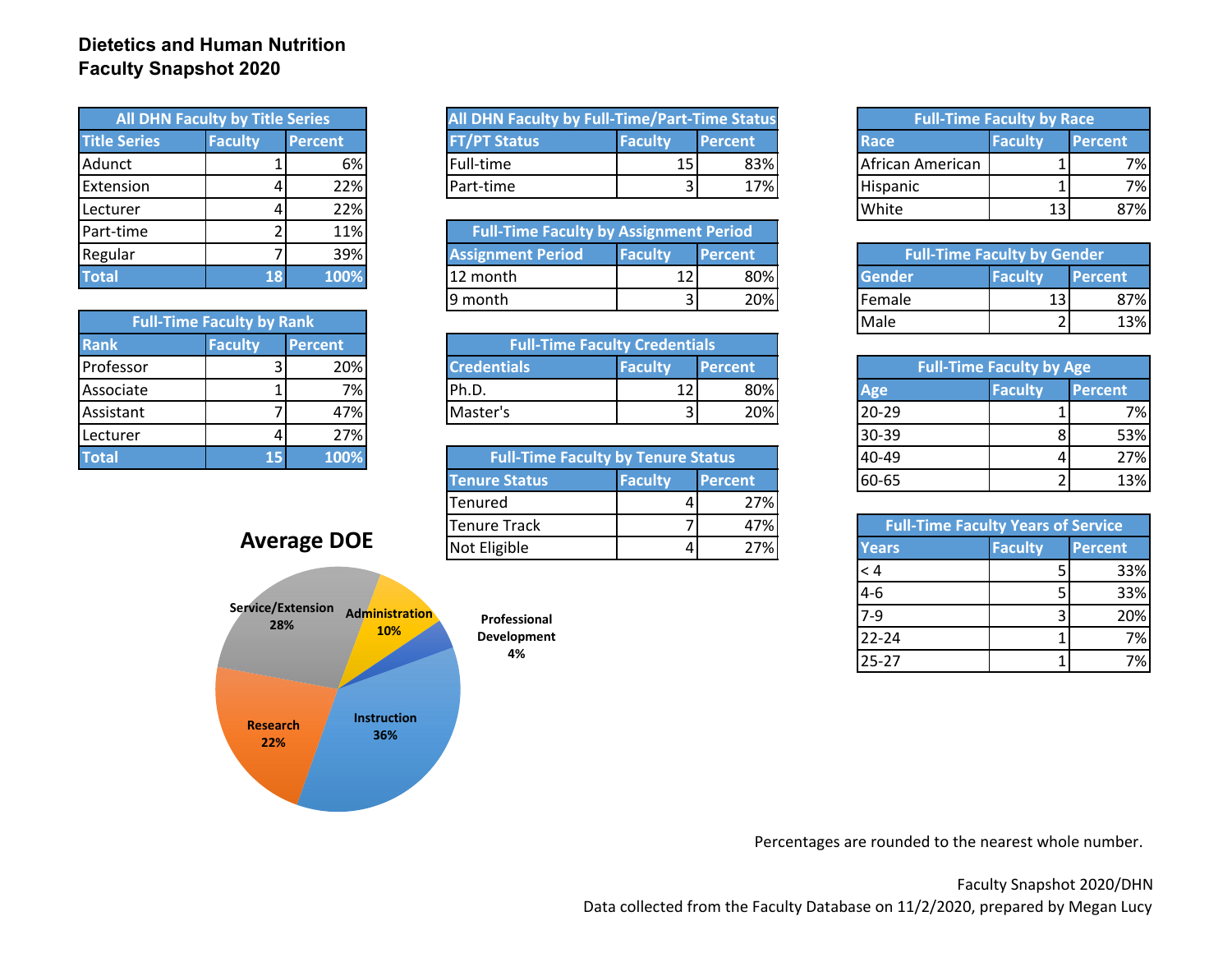# Dietetics and Human Nutrition
# Faculty Snapshot 2020

| All DHN Faculty by Title Series | | |
|---|---|---|
| Title Series | Faculty | Percent |
| Adunct | 1 | 6% |
| Extension | 4 | 22% |
| Lecturer | 4 | 22% |
| Part-time | 2 | 11% |
| Regular | 7 | 39% |
| Total | 18 | 100% |

| Full-Time Faculty by Rank | | |
|---|---|---|
| Rank | Faculty | Percent |
| Professor | 3 | 20% |
| Associate | 1 | 7% |
| Assistant | 7 | 47% |
| Lecturer | 4 | 27% |
| Total | 15 | 100% |

| All DHN Faculty by Full-Time/Part-Time Status | | |
|---|---|---|
| FT/PT Status | Faculty | Percent |
| Full-time | 15 | 83% |
| Part-time | 3 | 17% |

| Full-Time Faculty by Assignment Period | | |
|---|---|---|
| Assignment Period | Faculty | Percent |
| 12 month | 12 | 80% |
| 9 month | 3 | 20% |

| Full-Time Faculty Credentials | | |
|---|---|---|
| Credentials | Faculty | Percent |
| Ph.D. | 12 | 80% |
| Master's | 3 | 20% |

| Full-Time Faculty by Tenure Status | | |
|---|---|---|
| Tenure Status | Faculty | Percent |
| Tenured | 4 | 27% |
| Tenure Track | 7 | 47% |
| Not Eligible | 4 | 27% |

## Average DOE

Service/Extension 28%
Administration 10%
Professional Development 4%
Instruction 36%
Research 22%

| Full-Time Faculty by Race | | |
|---|---|---|
| Race | Faculty | Percent |
| African American | 1 | 7% |
| Hispanic | 1 | 7% |
| White | 13 | 87% |

| Full-Time Faculty by Gender | | |
|---|---|---|
| Gender | Faculty | Percent |
| Female | 13 | 87% |
| Male | 2 | 13% |

| Full-Time Faculty by Age | | |
|---|---|---|
| Age | Faculty | Percent |
| 20-29 | 1 | 7% |
| 30-39 | 8 | 53% |
| 40-49 | 4 | 27% |
| 60-65 | 2 | 13% |

| Full-Time Faculty Years of Service | | |
|---|---|---|
| Years | Faculty | Percent |
| < 4 | 5 | 33% |
| 4-6 | 5 | 33% |
| 7-9 | 3 | 20% |
| 22-24 | 1 | 7% |
| 25-27 | 1 | 7% |

Percentages are rounded to the nearest whole number.

Faculty Snapshot 2020/DHN

Data collected from the Faculty Database on 11/2/2020, prepared by Megan Lucy